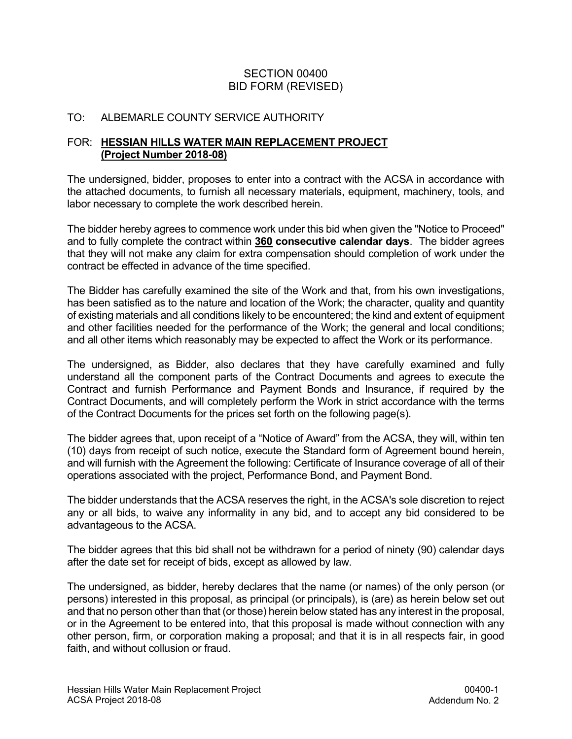# SECTION 00400
# BID FORM (REVISED)

TO: ALBEMARLE COUNTY SERVICE AUTHORITY

FOR: **HESSIAN HILLS WATER MAIN REPLACEMENT PROJECT (Project Number 2018-08)**

The undersigned, bidder, proposes to enter into a contract with the ACSA in accordance with the attached documents, to furnish all necessary materials, equipment, machinery, tools, and labor necessary to complete the work described herein.

The bidder hereby agrees to commence work under this bid when given the "Notice to Proceed" and to fully complete the contract within **360 consecutive calendar days**. The bidder agrees that they will not make any claim for extra compensation should completion of work under the contract be effected in advance of the time specified.

The Bidder has carefully examined the site of the Work and that, from his own investigations, has been satisfied as to the nature and location of the Work; the character, quality and quantity of existing materials and all conditions likely to be encountered; the kind and extent of equipment and other facilities needed for the performance of the Work; the general and local conditions; and all other items which reasonably may be expected to affect the Work or its performance.

The undersigned, as Bidder, also declares that they have carefully examined and fully understand all the component parts of the Contract Documents and agrees to execute the Contract and furnish Performance and Payment Bonds and Insurance, if required by the Contract Documents, and will completely perform the Work in strict accordance with the terms of the Contract Documents for the prices set forth on the following page(s).

The bidder agrees that, upon receipt of a "Notice of Award" from the ACSA, they will, within ten (10) days from receipt of such notice, execute the Standard form of Agreement bound herein, and will furnish with the Agreement the following: Certificate of Insurance coverage of all of their operations associated with the project, Performance Bond, and Payment Bond.

The bidder understands that the ACSA reserves the right, in the ACSA's sole discretion to reject any or all bids, to waive any informality in any bid, and to accept any bid considered to be advantageous to the ACSA.

The bidder agrees that this bid shall not be withdrawn for a period of ninety (90) calendar days after the date set for receipt of bids, except as allowed by law.

The undersigned, as bidder, hereby declares that the name (or names) of the only person (or persons) interested in this proposal, as principal (or principals), is (are) as herein below set out and that no person other than that (or those) herein below stated has any interest in the proposal, or in the Agreement to be entered into, that this proposal is made without connection with any other person, firm, or corporation making a proposal; and that it is in all respects fair, in good faith, and without collusion or fraud.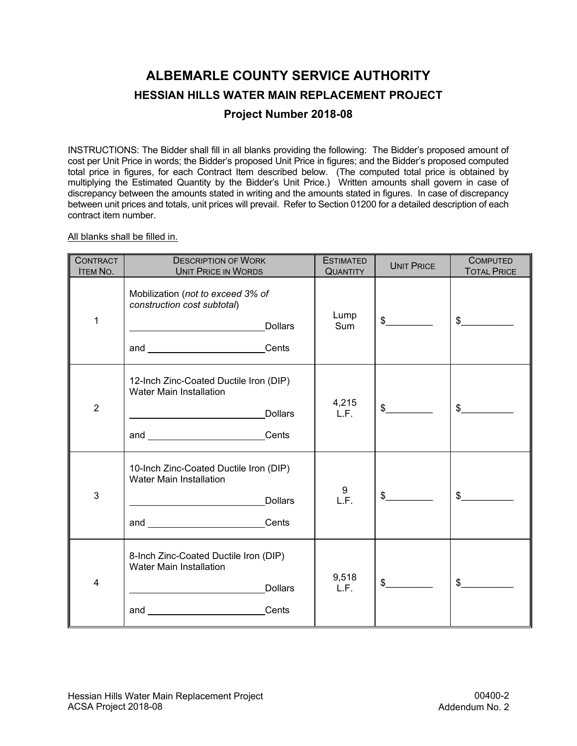# ALBEMARLE COUNTY SERVICE AUTHORITY

## HESSIAN HILLS WATER MAIN REPLACEMENT PROJECT

### Project Number 2018-08

INSTRUCTIONS: The Bidder shall fill in all blanks providing the following: The Bidder's proposed amount of cost per Unit Price in words; the Bidder's proposed Unit Price in figures; and the Bidder's proposed computed total price in figures, for each Contract Item described below. (The computed total price is obtained by multiplying the Estimated Quantity by the Bidder's Unit Price.) Written amounts shall govern in case of discrepancy between the amounts stated in writing and the amounts stated in figures. In case of discrepancy between unit prices and totals, unit prices will prevail. Refer to Section 01200 for a detailed description of each contract item number.

All blanks shall be filled in.

| CONTRACT ITEM NO. | DESCRIPTION OF WORK UNIT PRICE IN WORDS | ESTIMATED QUANTITY | UNIT PRICE | COMPUTED TOTAL PRICE |
|---|---|---|---|---|
| 1 | Mobilization (*not to exceed 3% of construction cost subtotal*)<br>________________________Dollars<br>and ____________________Cents | Lump Sum | $_________ | $__________ |
| 2 | 12-Inch Zinc-Coated Ductile Iron (DIP) Water Main Installation<br>________________________Dollars<br>and ____________________Cents | 4,215 L.F. | $_________ | $__________ |
| 3 | 10-Inch Zinc-Coated Ductile Iron (DIP) Water Main Installation<br>________________________Dollars<br>and ____________________Cents | 9 L.F. | $_________ | $__________ |
| 4 | 8-Inch Zinc-Coated Ductile Iron (DIP) Water Main Installation<br>________________________Dollars<br>and ____________________Cents | 9,518 L.F. | $_________ | $__________ |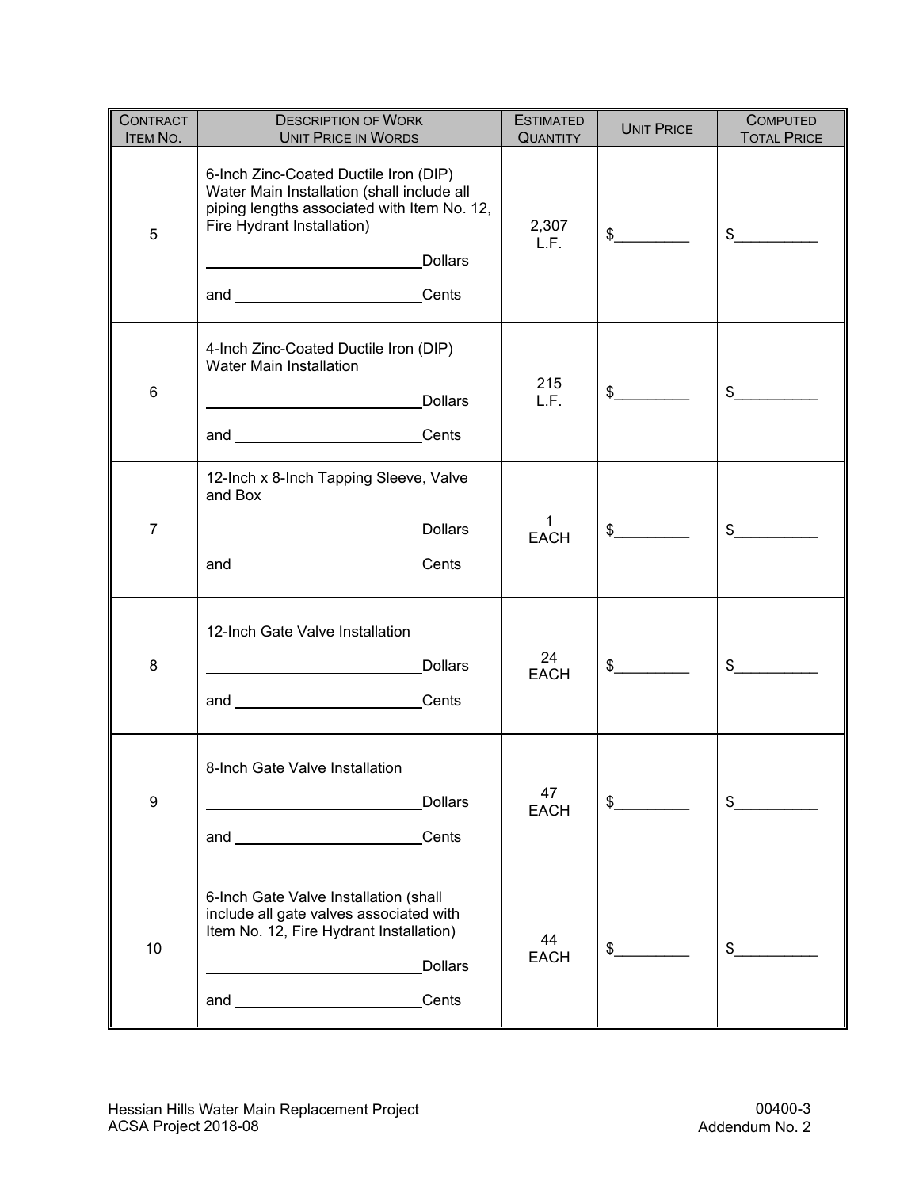| Contract Item No. | Description of Work Unit Price in Words | Estimated Quantity | Unit Price | Computed Total Price |
|---|---|---|---|---|
| 5 | 6-Inch Zinc-Coated Ductile Iron (DIP) Water Main Installation (shall include all piping lengths associated with Item No. 12, Fire Hydrant Installation)<br>\_\_\_\_\_\_\_\_\_\_\_\_\_\_\_\_\_\_\_\_\_\_\_\_\_\_\_Dollars<br>and \_\_\_\_\_\_\_\_\_\_\_\_\_\_\_\_\_\_\_\_\_\_\_Cents | 2,307 L.F. | $\_\_\_\_\_\_\_\_\_ | $\_\_\_\_\_\_\_\_\_\_ |
| 6 | 4-Inch Zinc-Coated Ductile Iron (DIP) Water Main Installation<br>\_\_\_\_\_\_\_\_\_\_\_\_\_\_\_\_\_\_\_\_\_\_\_\_\_\_\_Dollars<br>and \_\_\_\_\_\_\_\_\_\_\_\_\_\_\_\_\_\_\_\_\_\_\_Cents | 215 L.F. | $\_\_\_\_\_\_\_\_\_ | $\_\_\_\_\_\_\_\_\_\_ |
| 7 | 12-Inch x 8-Inch Tapping Sleeve, Valve and Box<br>\_\_\_\_\_\_\_\_\_\_\_\_\_\_\_\_\_\_\_\_\_\_\_\_\_\_\_Dollars<br>and \_\_\_\_\_\_\_\_\_\_\_\_\_\_\_\_\_\_\_\_\_\_\_Cents | 1 EACH | $\_\_\_\_\_\_\_\_\_ | $\_\_\_\_\_\_\_\_\_\_ |
| 8 | 12-Inch Gate Valve Installation<br>\_\_\_\_\_\_\_\_\_\_\_\_\_\_\_\_\_\_\_\_\_\_\_\_\_\_\_Dollars<br>and \_\_\_\_\_\_\_\_\_\_\_\_\_\_\_\_\_\_\_\_\_\_\_Cents | 24 EACH | $\_\_\_\_\_\_\_\_\_ | $\_\_\_\_\_\_\_\_\_\_ |
| 9 | 8-Inch Gate Valve Installation<br>\_\_\_\_\_\_\_\_\_\_\_\_\_\_\_\_\_\_\_\_\_\_\_\_\_\_\_Dollars<br>and \_\_\_\_\_\_\_\_\_\_\_\_\_\_\_\_\_\_\_\_\_\_\_Cents | 47 EACH | $\_\_\_\_\_\_\_\_\_ | $\_\_\_\_\_\_\_\_\_\_ |
| 10 | 6-Inch Gate Valve Installation (shall include all gate valves associated with Item No. 12, Fire Hydrant Installation)<br>\_\_\_\_\_\_\_\_\_\_\_\_\_\_\_\_\_\_\_\_\_\_\_\_\_\_\_Dollars<br>and \_\_\_\_\_\_\_\_\_\_\_\_\_\_\_\_\_\_\_\_\_\_\_Cents | 44 EACH | $\_\_\_\_\_\_\_\_\_ | $\_\_\_\_\_\_\_\_\_\_ |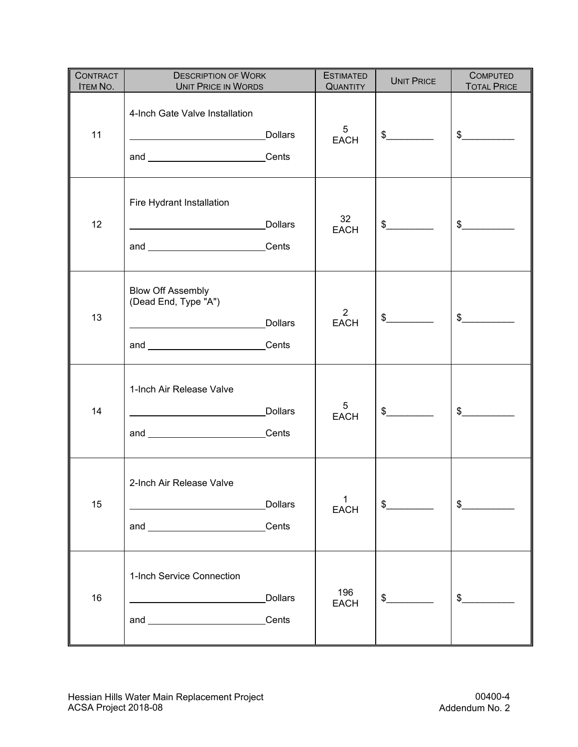| Contract Item No. | Description of Work Unit Price in Words | Estimated Quantity | Unit Price | Computed Total Price |
|---|---|---|---|---|
| 11 | 4-Inch Gate Valve Installation<br>\_\_\_\_\_\_\_\_\_\_\_\_\_\_\_\_\_\_\_\_Dollars<br>and \_\_\_\_\_\_\_\_\_\_\_\_\_\_\_\_\_\_Cents | 5 EACH | $\_\_\_\_\_\_\_\_\_ | $\_\_\_\_\_\_\_\_\_\_ |
| 12 | Fire Hydrant Installation<br>\_\_\_\_\_\_\_\_\_\_\_\_\_\_\_\_\_\_\_\_Dollars<br>and \_\_\_\_\_\_\_\_\_\_\_\_\_\_\_\_\_\_Cents | 32 EACH | $\_\_\_\_\_\_\_\_\_ | $\_\_\_\_\_\_\_\_\_\_ |
| 13 | Blow Off Assembly (Dead End, Type "A")<br>\_\_\_\_\_\_\_\_\_\_\_\_\_\_\_\_\_\_\_\_Dollars<br>and \_\_\_\_\_\_\_\_\_\_\_\_\_\_\_\_\_\_Cents | 2 EACH | $\_\_\_\_\_\_\_\_\_ | $\_\_\_\_\_\_\_\_\_\_ |
| 14 | 1-Inch Air Release Valve<br>\_\_\_\_\_\_\_\_\_\_\_\_\_\_\_\_\_\_\_\_Dollars<br>and \_\_\_\_\_\_\_\_\_\_\_\_\_\_\_\_\_\_Cents | 5 EACH | $\_\_\_\_\_\_\_\_\_ | $\_\_\_\_\_\_\_\_\_\_ |
| 15 | 2-Inch Air Release Valve<br>\_\_\_\_\_\_\_\_\_\_\_\_\_\_\_\_\_\_\_\_Dollars<br>and \_\_\_\_\_\_\_\_\_\_\_\_\_\_\_\_\_\_Cents | 1 EACH | $\_\_\_\_\_\_\_\_\_ | $\_\_\_\_\_\_\_\_\_\_ |
| 16 | 1-Inch Service Connection<br>\_\_\_\_\_\_\_\_\_\_\_\_\_\_\_\_\_\_\_\_Dollars<br>and \_\_\_\_\_\_\_\_\_\_\_\_\_\_\_\_\_\_Cents | 196 EACH | $\_\_\_\_\_\_\_\_\_ | $\_\_\_\_\_\_\_\_\_\_ |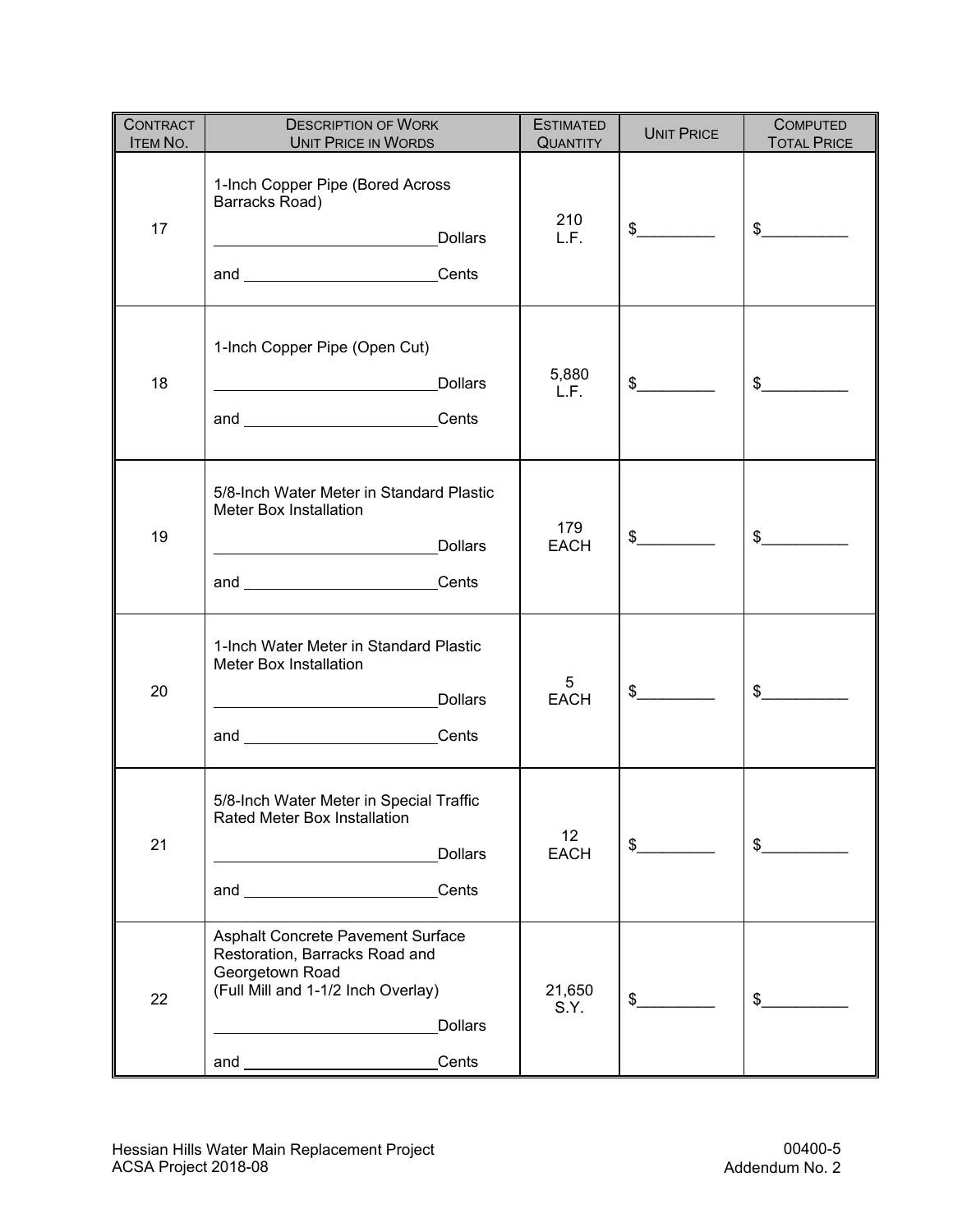| Contract Item No. | Description of Work Unit Price in Words | Estimated Quantity | Unit Price | Computed Total Price |
|---|---|---|---|---|
| 17 | 1-Inch Copper Pipe (Bored Across Barracks Road)<br>__________________________Dollars<br>and ______________________Cents | 210 L.F. | $_________ | $__________ |
| 18 | 1-Inch Copper Pipe (Open Cut)<br>__________________________Dollars<br>and ______________________Cents | 5,880 L.F. | $_________ | $__________ |
| 19 | 5/8-Inch Water Meter in Standard Plastic Meter Box Installation<br>__________________________Dollars<br>and ______________________Cents | 179 EACH | $_________ | $__________ |
| 20 | 1-Inch Water Meter in Standard Plastic Meter Box Installation<br>__________________________Dollars<br>and ______________________Cents | 5 EACH | $_________ | $__________ |
| 21 | 5/8-Inch Water Meter in Special Traffic Rated Meter Box Installation<br>__________________________Dollars<br>and ______________________Cents | 12 EACH | $_________ | $__________ |
| 22 | Asphalt Concrete Pavement Surface Restoration, Barracks Road and Georgetown Road (Full Mill and 1-1/2 Inch Overlay)<br>__________________________Dollars<br>and ______________________Cents | 21,650 S.Y. | $_________ | $__________ |

Hessian Hills Water Main Replacement Project
ACSA Project 2018-08

00400-5
Addendum No. 2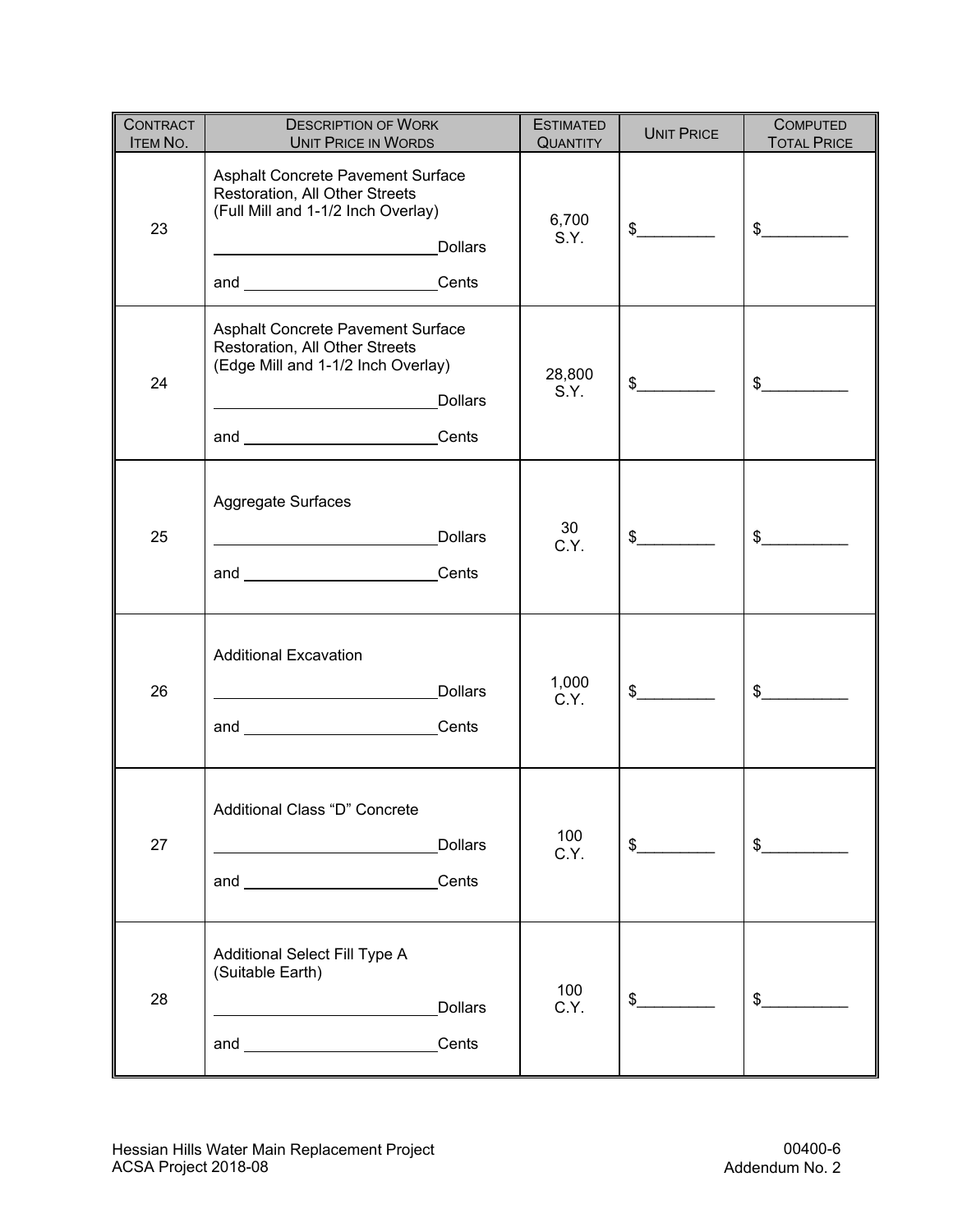| Contract Item No. | Description of Work Unit Price in Words | Estimated Quantity | Unit Price | Computed Total Price |
|---|---|---|---|---|
| 23 | Asphalt Concrete Pavement Surface Restoration, All Other Streets (Full Mill and 1-1/2 Inch Overlay)<br>____________________Dollars<br>and ____________________Cents | 6,700 S.Y. | $_________ | $__________ |
| 24 | Asphalt Concrete Pavement Surface Restoration, All Other Streets (Edge Mill and 1-1/2 Inch Overlay)<br>____________________Dollars<br>and ____________________Cents | 28,800 S.Y. | $_________ | $__________ |
| 25 | Aggregate Surfaces<br>____________________Dollars<br>and ____________________Cents | 30 C.Y. | $_________ | $__________ |
| 26 | Additional Excavation<br>____________________Dollars<br>and ____________________Cents | 1,000 C.Y. | $_________ | $__________ |
| 27 | Additional Class "D" Concrete<br>____________________Dollars<br>and ____________________Cents | 100 C.Y. | $_________ | $__________ |
| 28 | Additional Select Fill Type A (Suitable Earth)<br>____________________Dollars<br>and ____________________Cents | 100 C.Y. | $_________ | $__________ |

Hessian Hills Water Main Replacement Project
ACSA Project 2018-08

00400-6
Addendum No. 2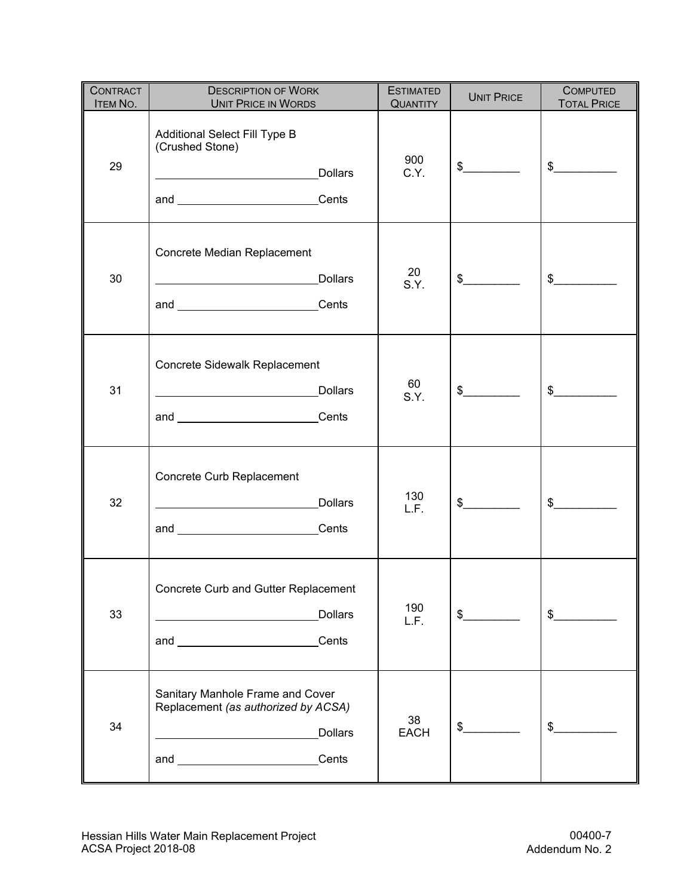| Contract Item No. | Description of Work Unit Price in Words | Estimated Quantity | Unit Price | Computed Total Price |
|---|---|---|---|---|
| 29 | Additional Select Fill Type B (Crushed Stone) ____________________ Dollars and ____________________ Cents | 900 C.Y. | $________ | $________ |
| 30 | Concrete Median Replacement ____________________ Dollars and ____________________ Cents | 20 S.Y. | $________ | $________ |
| 31 | Concrete Sidewalk Replacement ____________________ Dollars and ____________________ Cents | 60 S.Y. | $________ | $________ |
| 32 | Concrete Curb Replacement ____________________ Dollars and ____________________ Cents | 130 L.F. | $________ | $________ |
| 33 | Concrete Curb and Gutter Replacement ____________________ Dollars and ____________________ Cents | 190 L.F. | $________ | $________ |
| 34 | Sanitary Manhole Frame and Cover Replacement *(as authorized by ACSA)* ____________________ Dollars and ____________________ Cents | 38 EACH | $________ | $________ |

Hessian Hills Water Main Replacement Project
ACSA Project 2018-08

00400-7
Addendum No. 2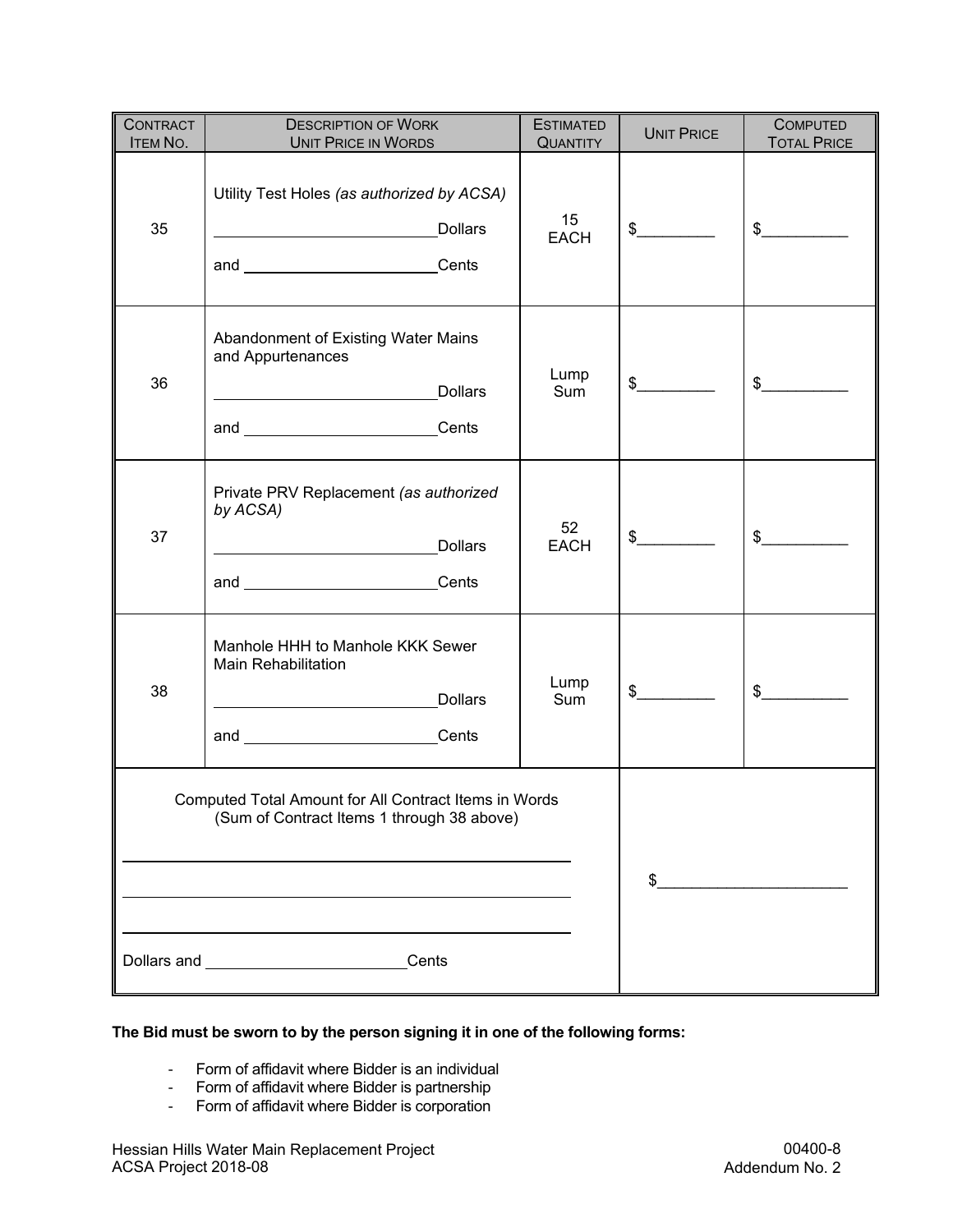| CONTRACT ITEM NO. | DESCRIPTION OF WORK UNIT PRICE IN WORDS | ESTIMATED QUANTITY | UNIT PRICE | COMPUTED TOTAL PRICE |
|---|---|---|---|---|
| 35 | Utility Test Holes *(as authorized by ACSA)*<br>________________________Dollars<br>and ____________________Cents | 15 EACH | $_________ | $__________ |
| 36 | Abandonment of Existing Water Mains and Appurtenances<br>________________________Dollars<br>and ____________________Cents | Lump Sum | $_________ | $__________ |
| 37 | Private PRV Replacement *(as authorized by ACSA)*<br>________________________Dollars<br>and ____________________Cents | 52 EACH | $_________ | $__________ |
| 38 | Manhole HHH to Manhole KKK Sewer Main Rehabilitation<br>________________________Dollars<br>and ____________________Cents | Lump Sum | $_________ | $__________ |
| Computed Total Amount for All Contract Items in Words (Sum of Contract Items 1 through 38 above)<br>______________________________________________<br>______________________________________________<br>______________________________________________<br>Dollars and ____________________Cents | | | $______________________ | |

**The Bid must be sworn to by the person signing it in one of the following forms:**

- Form of affidavit where Bidder is an individual
- Form of affidavit where Bidder is partnership
- Form of affidavit where Bidder is corporation

Hessian Hills Water Main Replacement Project
ACSA Project 2018-08

00400-8
Addendum No. 2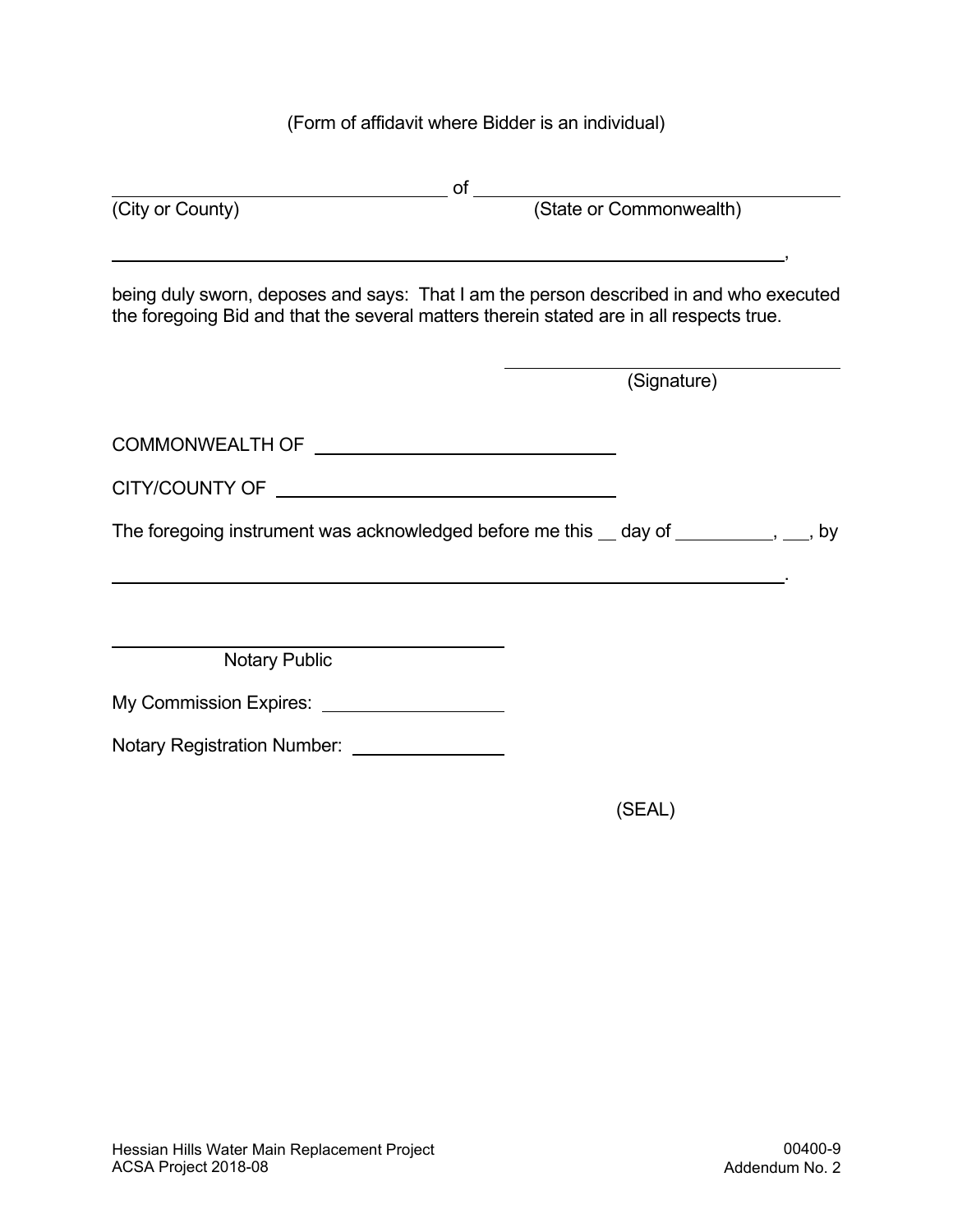(Form of affidavit where Bidder is an individual)

\_\_\_\_\_\_\_\_\_\_\_\_\_\_\_\_\_\_\_\_\_\_\_\_\_\_\_\_\_\_ of \_\_\_\_\_\_\_\_\_\_\_\_\_\_\_\_\_\_\_\_\_\_\_\_\_\_\_\_\_\_

(City or County) (State or Commonwealth)

\_\_\_\_\_\_\_\_\_\_\_\_\_\_\_\_\_\_\_\_\_\_\_\_\_\_\_\_\_\_\_\_\_\_\_\_\_\_\_\_\_\_\_\_\_\_\_\_\_\_\_\_\_\_\_\_\_\_,

being duly sworn, deposes and says: That I am the person described in and who executed the foregoing Bid and that the several matters therein stated are in all respects true.

\_\_\_\_\_\_\_\_\_\_\_\_\_\_\_\_\_\_\_\_\_\_\_\_\_\_\_\_\_\_

(Signature)

COMMONWEALTH OF \_\_\_\_\_\_\_\_\_\_\_\_\_\_\_\_\_\_\_\_\_\_\_\_\_\_

CITY/COUNTY OF \_\_\_\_\_\_\_\_\_\_\_\_\_\_\_\_\_\_\_\_\_\_\_\_\_\_\_\_

The foregoing instrument was acknowledged before me this \_\_ day of \_\_\_\_\_\_\_\_\_, \_\_\_, by

\_\_\_\_\_\_\_\_\_\_\_\_\_\_\_\_\_\_\_\_\_\_\_\_\_\_\_\_\_\_\_\_\_\_\_\_\_\_\_\_\_\_\_\_\_\_\_\_\_\_\_\_\_\_\_\_\_\_.

\_\_\_\_\_\_\_\_\_\_\_\_\_\_\_\_\_\_\_\_\_\_\_\_\_\_\_\_\_\_

Notary Public

My Commission Expires: \_\_\_\_\_\_\_\_\_\_\_\_\_\_\_\_

Notary Registration Number: \_\_\_\_\_\_\_\_\_\_\_\_\_

(SEAL)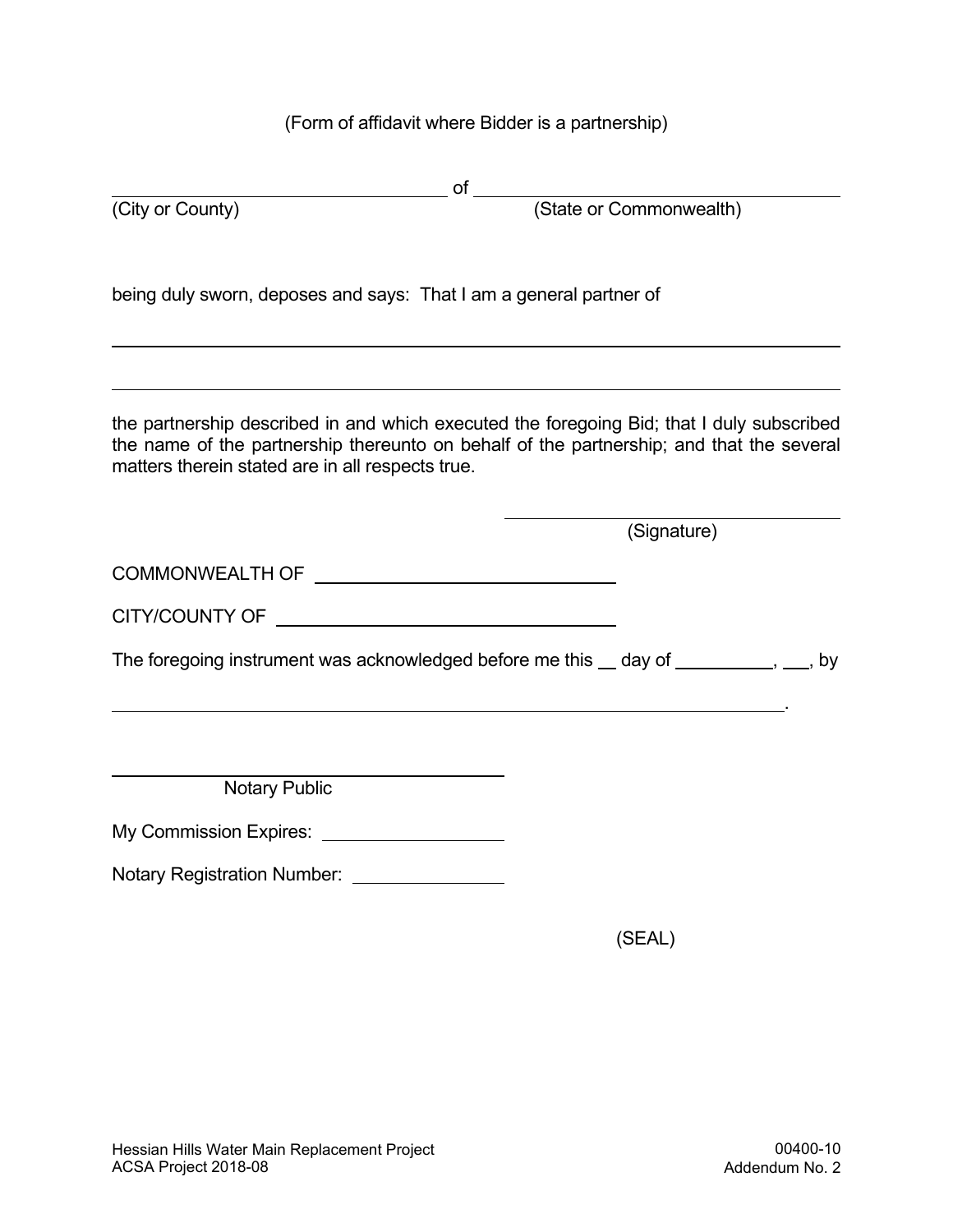(Form of affidavit where Bidder is a partnership)

______________________________ of ______________________________
(City or County) (State or Commonwealth)

being duly sworn, deposes and says: That I am a general partner of

______________________________________________________________

______________________________________________________________

the partnership described in and which executed the foregoing Bid; that I duly subscribed the name of the partnership thereunto on behalf of the partnership; and that the several matters therein stated are in all respects true.

______________________________
(Signature)

COMMONWEALTH OF ______________________________

CITY/COUNTY OF ______________________________

The foregoing instrument was acknowledged before me this __ day of __________, ___, by

______________________________________________________________.

______________________________
Notary Public

My Commission Expires: ________________

Notary Registration Number: ______________

(SEAL)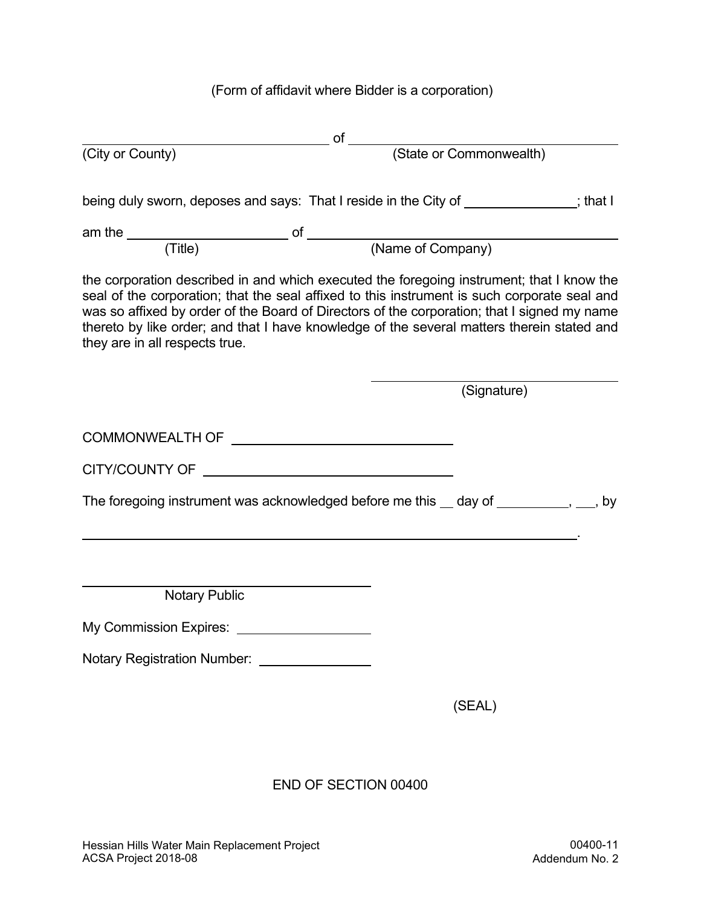(Form of affidavit where Bidder is a corporation)

\_\_\_\_\_\_\_\_\_\_\_\_\_\_\_\_\_\_\_\_\_\_\_\_\_\_\_\_\_\_ of \_\_\_\_\_\_\_\_\_\_\_\_\_\_\_\_\_\_\_\_\_\_\_\_\_\_\_\_\_\_
(City or County) (State or Commonwealth)

being duly sworn, deposes and says: That I reside in the City of \_\_\_\_\_\_\_\_\_\_\_\_\_\_; that I

am the \_\_\_\_\_\_\_\_\_\_\_\_\_\_\_\_\_\_\_\_ of \_\_\_\_\_\_\_\_\_\_\_\_\_\_\_\_\_\_\_\_\_\_\_\_\_\_\_\_\_\_\_\_\_\_\_\_
(Title) (Name of Company)

the corporation described in and which executed the foregoing instrument; that I know the seal of the corporation; that the seal affixed to this instrument is such corporate seal and was so affixed by order of the Board of Directors of the corporation; that I signed my name thereto by like order; and that I have knowledge of the several matters therein stated and they are in all respects true.

\_\_\_\_\_\_\_\_\_\_\_\_\_\_\_\_\_\_\_\_\_\_\_\_\_\_\_\_\_\_
(Signature)

COMMONWEALTH OF \_\_\_\_\_\_\_\_\_\_\_\_\_\_\_\_\_\_\_\_\_\_\_\_\_\_\_\_\_\_

CITY/COUNTY OF \_\_\_\_\_\_\_\_\_\_\_\_\_\_\_\_\_\_\_\_\_\_\_\_\_\_\_\_\_\_

The foregoing instrument was acknowledged before me this \_\_ day of \_\_\_\_\_\_\_\_\_, \_\_\_, by

\_\_\_\_\_\_\_\_\_\_\_\_\_\_\_\_\_\_\_\_\_\_\_\_\_\_\_\_\_\_\_\_\_\_\_\_\_\_\_\_\_\_\_\_\_\_\_\_\_\_\_\_\_\_\_\_\_\_\_\_.

\_\_\_\_\_\_\_\_\_\_\_\_\_\_\_\_\_\_\_\_\_\_\_\_\_\_\_\_\_\_
Notary Public

My Commission Expires: \_\_\_\_\_\_\_\_\_\_\_\_\_\_\_\_

Notary Registration Number: \_\_\_\_\_\_\_\_\_\_\_\_\_\_

(SEAL)

END OF SECTION 00400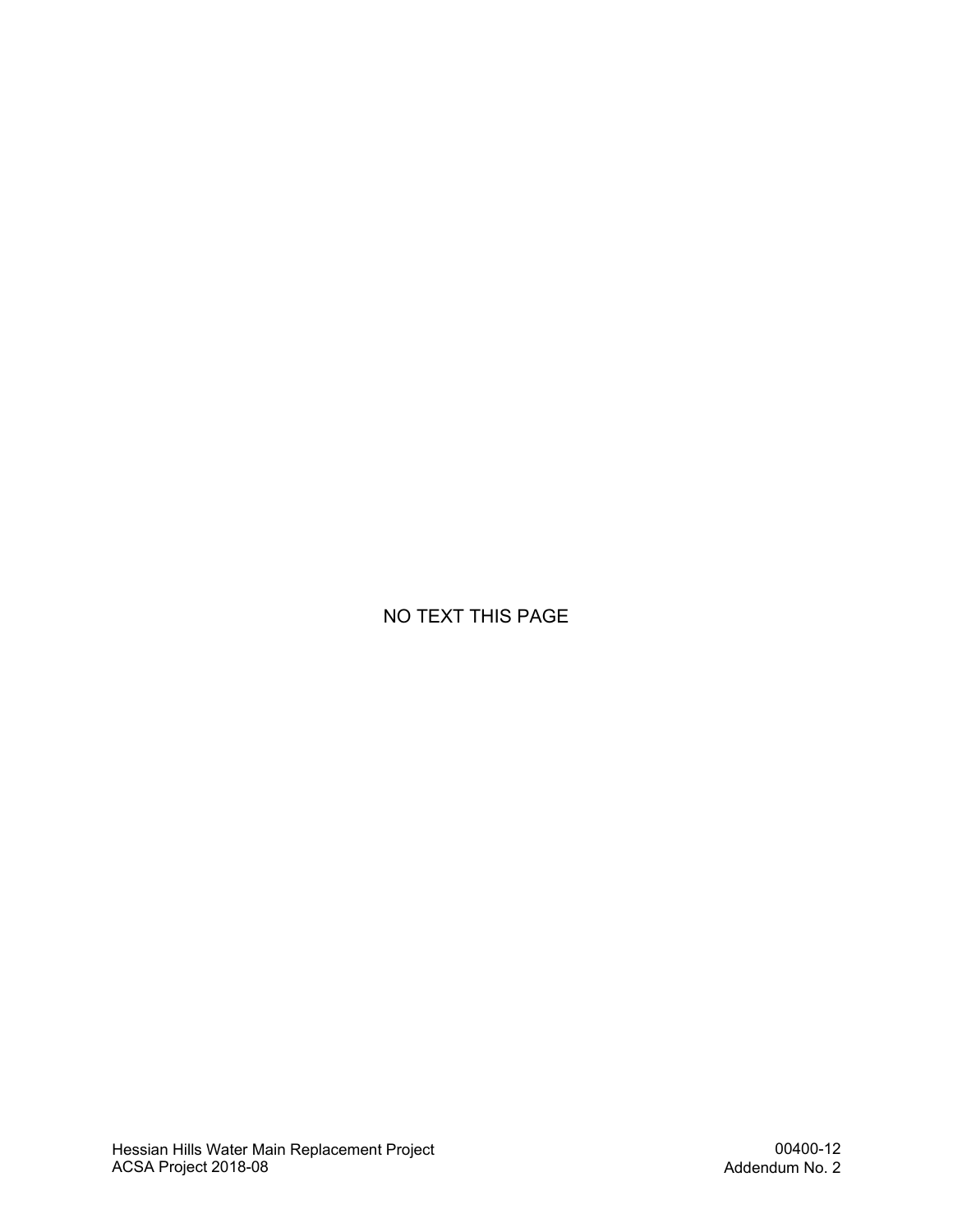NO TEXT THIS PAGE